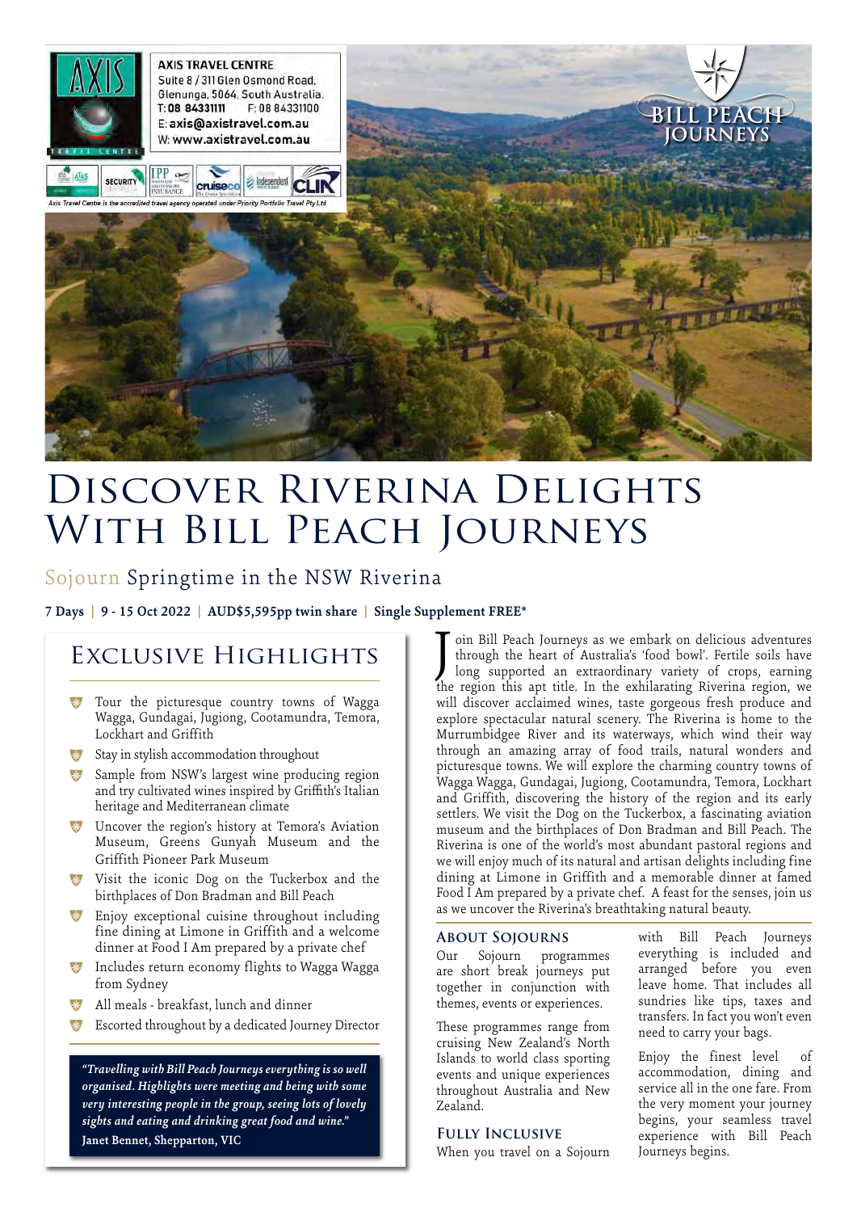**AXIS TRAVEL CENTRE**
Suite 8 / 311 Glen Osmond Road, Glenunga, 5064, South Australia.
T: 08 84331111 F: 08 84331100
E: axis@axistravel.com.au
W: www.axistravel.com.au

Axis Travel Centre is the accredited travel agency operated under Priority Portfolio Travel Pty Ltd

BILL PEACH JOURNEYS

# Discover Riverina Delights With Bill Peach Journeys

## Sojourn Springtime in the NSW Riverina

**7 Days | 9 - 15 Oct 2022 | AUD$5,595pp twin share | Single Supplement FREE***

## Exclusive Highlights

- Tour the picturesque country towns of Wagga Wagga, Gundagai, Jugiong, Cootamundra, Temora, Lockhart and Griffith
- Stay in stylish accommodation throughout
- Sample from NSW's largest wine producing region and try cultivated wines inspired by Griffith's Italian heritage and Mediterranean climate
- Uncover the region's history at Temora's Aviation Museum, Greens Gunyah Museum and the Griffith Pioneer Park Museum
- Visit the iconic Dog on the Tuckerbox and the birthplaces of Don Bradman and Bill Peach
- Enjoy exceptional cuisine throughout including fine dining at Limone in Griffith and a welcome dinner at Food I Am prepared by a private chef
- Includes return economy flights to Wagga Wagga from Sydney
- All meals - breakfast, lunch and dinner
- Escorted throughout by a dedicated Journey Director

> ***"Travelling with Bill Peach Journeys everything is so well organised. Highlights were meeting and being with some very interesting people in the group, seeing lots of lovely sights and eating and drinking great food and wine."***
> **Janet Bennet, Shepparton, VIC**

Join Bill Peach Journeys as we embark on delicious adventures through the heart of Australia's 'food bowl'. Fertile soils have long supported an extraordinary variety of crops, earning the region this apt title. In the exhilarating Riverina region, we will discover acclaimed wines, taste gorgeous fresh produce and explore spectacular natural scenery. The Riverina is home to the Murrumbidgee River and its waterways, which wind their way through an amazing array of food trails, natural wonders and picturesque towns. We will explore the charming country towns of Wagga Wagga, Gundagai, Jugiong, Cootamundra, Temora, Lockhart and Griffith, discovering the history of the region and its early settlers. We visit the Dog on the Tuckerbox, a fascinating aviation museum and the birthplaces of Don Bradman and Bill Peach. The Riverina is one of the world's most abundant pastoral regions and we will enjoy much of its natural and artisan delights including fine dining at Limone in Griffith and a memorable dinner at famed Food I Am prepared by a private chef. A feast for the senses, join us as we uncover the Riverina's breathtaking natural beauty.

### About Sojourns

Our Sojourn programmes are short break journeys put together in conjunction with themes, events or experiences.

These programmes range from cruising New Zealand's North Islands to world class sporting events and unique experiences throughout Australia and New Zealand.

### Fully Inclusive

When you travel on a Sojourn with Bill Peach Journeys everything is included and arranged before you even leave home. That includes all sundries like tips, taxes and transfers. In fact you won't even need to carry your bags.

Enjoy the finest level of accommodation, dining and service all in the one fare. From the very moment your journey begins, your seamless travel experience with Bill Peach Journeys begins.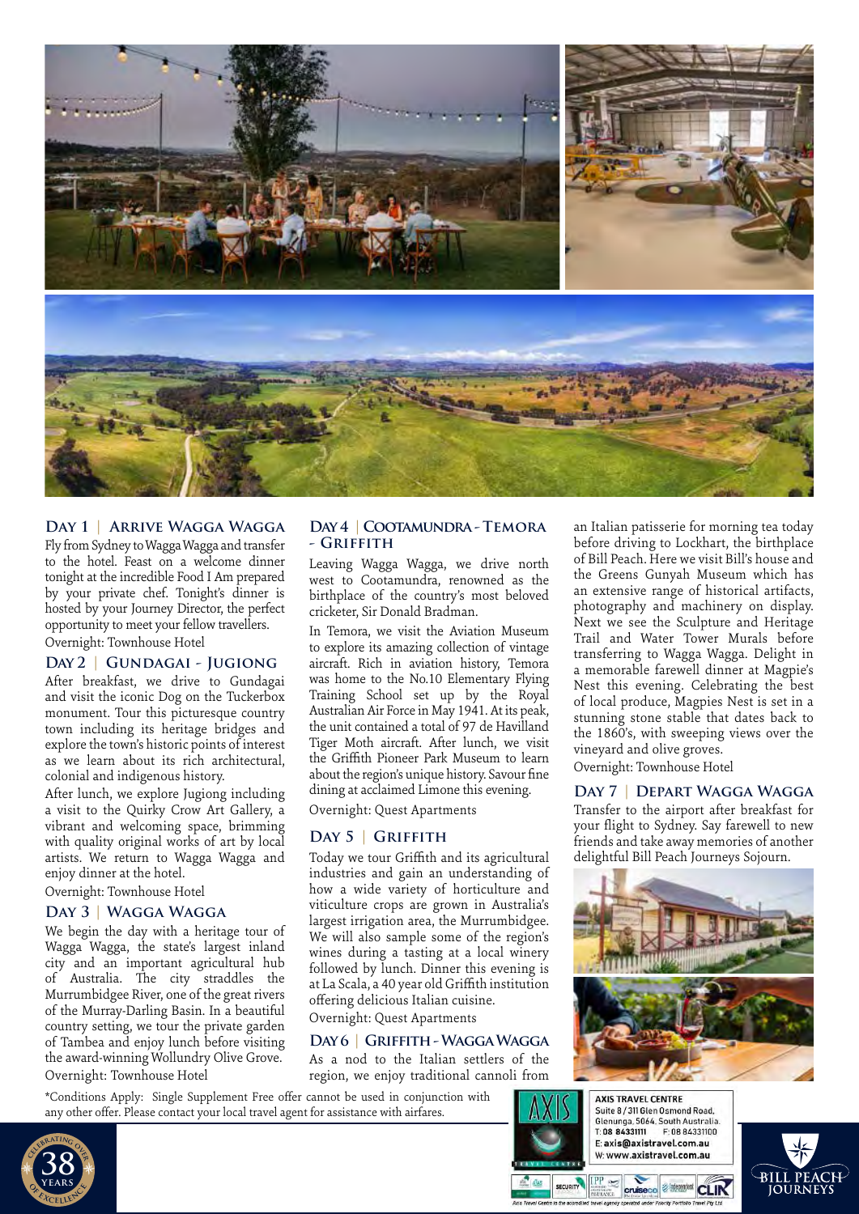## Day 1 | Arrive Wagga Wagga

Fly from Sydney to Wagga Wagga and transfer to the hotel. Feast on a welcome dinner tonight at the incredible Food I Am prepared by your private chef. Tonight's dinner is hosted by your Journey Director, the perfect opportunity to meet your fellow travellers.

Overnight: Townhouse Hotel

## Day 2 | Gundagai - Jugiong

After breakfast, we drive to Gundagai and visit the iconic Dog on the Tuckerbox monument. Tour this picturesque country town including its heritage bridges and explore the town's historic points of interest as we learn about its rich architectural, colonial and indigenous history.

After lunch, we explore Jugiong including a visit to the Quirky Crow Art Gallery, a vibrant and welcoming space, brimming with quality original works of art by local artists. We return to Wagga Wagga and enjoy dinner at the hotel.

Overnight: Townhouse Hotel

## Day 3 | Wagga Wagga

We begin the day with a heritage tour of Wagga Wagga, the state's largest inland city and an important agricultural hub of Australia. The city straddles the Murrumbidgee River, one of the great rivers of the Murray-Darling Basin. In a beautiful country setting, we tour the private garden of Tambea and enjoy lunch before visiting the award-winning Wollundry Olive Grove.

Overnight: Townhouse Hotel

## Day 4 | Cootamundra - Temora - Griffith

Leaving Wagga Wagga, we drive north west to Cootamundra, renowned as the birthplace of the country's most beloved cricketer, Sir Donald Bradman.

In Temora, we visit the Aviation Museum to explore its amazing collection of vintage aircraft. Rich in aviation history, Temora was home to the No.10 Elementary Flying Training School set up by the Royal Australian Air Force in May 1941. At its peak, the unit contained a total of 97 de Havilland Tiger Moth aircraft. After lunch, we visit the Griffith Pioneer Park Museum to learn about the region's unique history. Savour fine dining at acclaimed Limone this evening.

Overnight: Quest Apartments

## Day 5 | Griffith

Today we tour Griffith and its agricultural industries and gain an understanding of how a wide variety of horticulture and viticulture crops are grown in Australia's largest irrigation area, the Murrumbidgee. We will also sample some of the region's wines during a tasting at a local winery followed by lunch. Dinner this evening is at La Scala, a 40 year old Griffith institution offering delicious Italian cuisine.

Overnight: Quest Apartments

## Day 6 | Griffith - Wagga Wagga

As a nod to the Italian settlers of the region, we enjoy traditional cannoli from an Italian patisserie for morning tea today before driving to Lockhart, the birthplace of Bill Peach. Here we visit Bill's house and the Greens Gunyah Museum which has an extensive range of historical artifacts, photography and machinery on display. Next we see the Sculpture and Heritage Trail and Water Tower Murals before transferring to Wagga Wagga. Delight in a memorable farewell dinner at Magpie's Nest this evening. Celebrating the best of local produce, Magpies Nest is set in a stunning stone stable that dates back to the 1860's, with sweeping views over the vineyard and olive groves.

Overnight: Townhouse Hotel

## Day 7 | Depart Wagga Wagga

Transfer to the airport after breakfast for your flight to Sydney. Say farewell to new friends and take away memories of another delightful Bill Peach Journeys Sojourn.

*Conditions Apply: Single Supplement Free offer cannot be used in conjunction with any other offer. Please contact your local travel agent for assistance with airfares.

**AXIS TRAVEL CENTRE**
Suite 8/311 Glen Osmond Road, Glenunga, 5064, South Australia.
T: 08 84331111 F: 08 84331100
E: axis@axistravel.com.au
W: www.axistravel.com.au

Axis Travel Centre is the accredited travel agency operated under Priority Portfolio Travel Pty Ltd

Celebrating over 38 years of excellence

Bill Peach Journeys